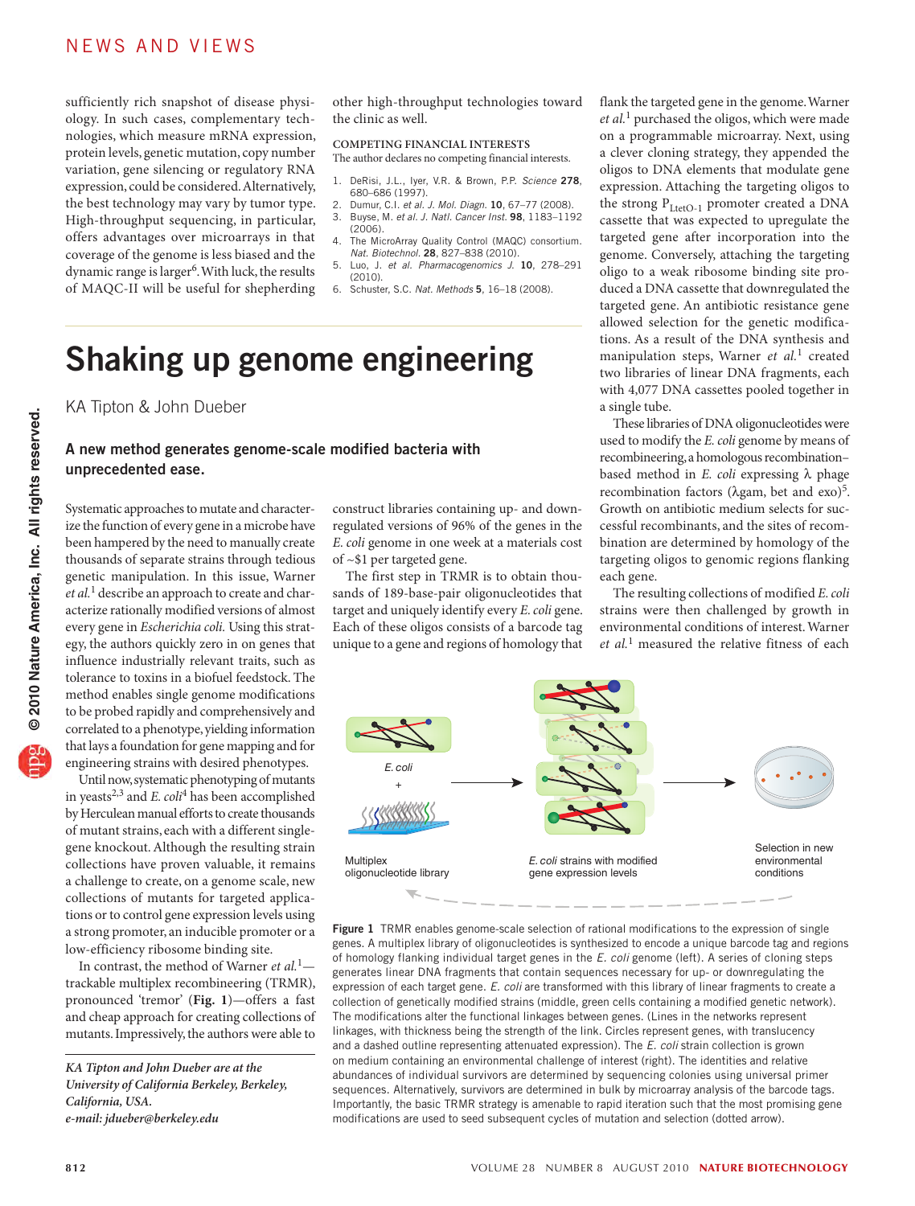sufficiently rich snapshot of disease physiology. In such cases, complementary technologies, which measure mRNA expression, protein levels, genetic mutation, copy number variation, gene silencing or regulatory RNA expression, could be considered. Alternatively, the best technology may vary by tumor type. High-throughput sequencing, in particular, offers advantages over microarrays in that coverage of the genome is less biased and the dynamic range is larger[6]. With luck, the results of MAQC-II will be useful for shepherding other high-throughput technologies toward the clinic as well.

**COMPETING FINANCIAL INTERESTS**
The author declares no competing financial interests.

1. DeRisi, J.L., Iyer, V.R. & Brown, P.P. *Science* **278**, 680–686 (1997).
2. Dumur, C.I. *et al. J. Mol. Diagn.* **10**, 67–77 (2008).
3. Buyse, M. *et al. J. Natl. Cancer Inst.* **98**, 1183–1192 (2006).
4. The MicroArray Quality Control (MAQC) consortium. *Nat. Biotechnol.* **28**, 827–838 (2010).
5. Luo, J. *et al. Pharmacogenomics J.* **10**, 278–291 (2010).
6. Schuster, S.C. *Nat. Methods* **5**, 16–18 (2008).

# Shaking up genome engineering

KA Tipton & John Dueber

**A new method generates genome-scale modified bacteria with unprecedented ease.**

Systematic approaches to mutate and characterize the function of every gene in a microbe have been hampered by the need to manually create thousands of separate strains through tedious genetic manipulation. In this issue, Warner *et al.*[1] describe an approach to create and characterize rationally modified versions of almost every gene in *Escherichia coli*. Using this strategy, the authors quickly zero in on genes that influence industrially relevant traits, such as tolerance to toxins in a biofuel feedstock. The method enables single genome modifications to be probed rapidly and comprehensively and correlated to a phenotype, yielding information that lays a foundation for gene mapping and for engineering strains with desired phenotypes.

Until now, systematic phenotyping of mutants in yeasts[2,3] and *E. coli*[4] has been accomplished by Herculean manual efforts to create thousands of mutant strains, each with a different single-gene knockout. Although the resulting strain collections have proven valuable, it remains a challenge to create, on a genome scale, new collections of mutants for targeted applications or to control gene expression levels using a strong promoter, an inducible promoter or a low-efficiency ribosome binding site.

In contrast, the method of Warner *et al.*[1]—trackable multiplex recombineering (TRMR), pronounced 'tremor' (**Fig. 1**)—offers a fast and cheap approach for creating collections of mutants. Impressively, the authors were able to construct libraries containing up- and down-regulated versions of 96% of the genes in the *E. coli* genome in one week at a materials cost of ~$1 per targeted gene.

*KA Tipton and John Dueber are at the University of California Berkeley, Berkeley, California, USA.*
*e-mail: jdueber@berkeley.edu*

The first step in TRMR is to obtain thousands of 189-base-pair oligonucleotides that target and uniquely identify every *E. coli* gene. Each of these oligos consists of a barcode tag unique to a gene and regions of homology that flank the targeted gene in the genome. Warner *et al.*[1] purchased the oligos, which were made on a programmable microarray. Next, using a clever cloning strategy, they appended the oligos to DNA elements that modulate gene expression. Attaching the targeting oligos to the strong $P_{LtetO-1}$ promoter created a DNA cassette that was expected to upregulate the targeted gene after incorporation into the genome. Conversely, attaching the targeting oligo to a weak ribosome binding site produced a DNA cassette that downregulated the targeted gene. An antibiotic resistance gene allowed selection for the genetic modifications. As a result of the DNA synthesis and manipulation steps, Warner *et al.*[1] created two libraries of linear DNA fragments, each with 4,077 DNA cassettes pooled together in a single tube.

These libraries of DNA oligonucleotides were used to modify the *E. coli* genome by means of recombineering, a homologous recombination–based method in *E. coli* expressing λ phage recombination factors (λgam, bet and exo)[5]. Growth on antibiotic medium selects for successful recombinants, and the sites of recombination are determined by homology of the targeting oligos to genomic regions flanking each gene.

The resulting collections of modified *E. coli* strains were then challenged by growth in environmental conditions of interest. Warner *et al.*[1] measured the relative fitness of each

**Figure 1** TRMR enables genome-scale selection of rational modifications to the expression of single genes. A multiplex library of oligonucleotides is synthesized to encode a unique barcode tag and regions of homology flanking individual target genes in the *E. coli* genome (left). A series of cloning steps generates linear DNA fragments that contain sequences necessary for up- or downregulating the expression of each target gene. *E. coli* are transformed with this library of linear fragments to create a collection of genetically modified strains (middle, green cells containing a modified genetic network). The modifications alter the functional linkages between genes. (Lines in the networks represent linkages, with thickness being the strength of the link. Circles represent genes, with translucency and a dashed outline representing attenuated expression). The *E. coli* strain collection is grown on medium containing an environmental challenge of interest (right). The identities and relative abundances of individual survivors are determined by sequencing colonies using universal primer sequences. Alternatively, survivors are determined in bulk by microarray analysis of the barcode tags. Importantly, the basic TRMR strategy is amenable to rapid iteration such that the most promising gene modifications are used to seed subsequent cycles of mutation and selection (dotted arrow).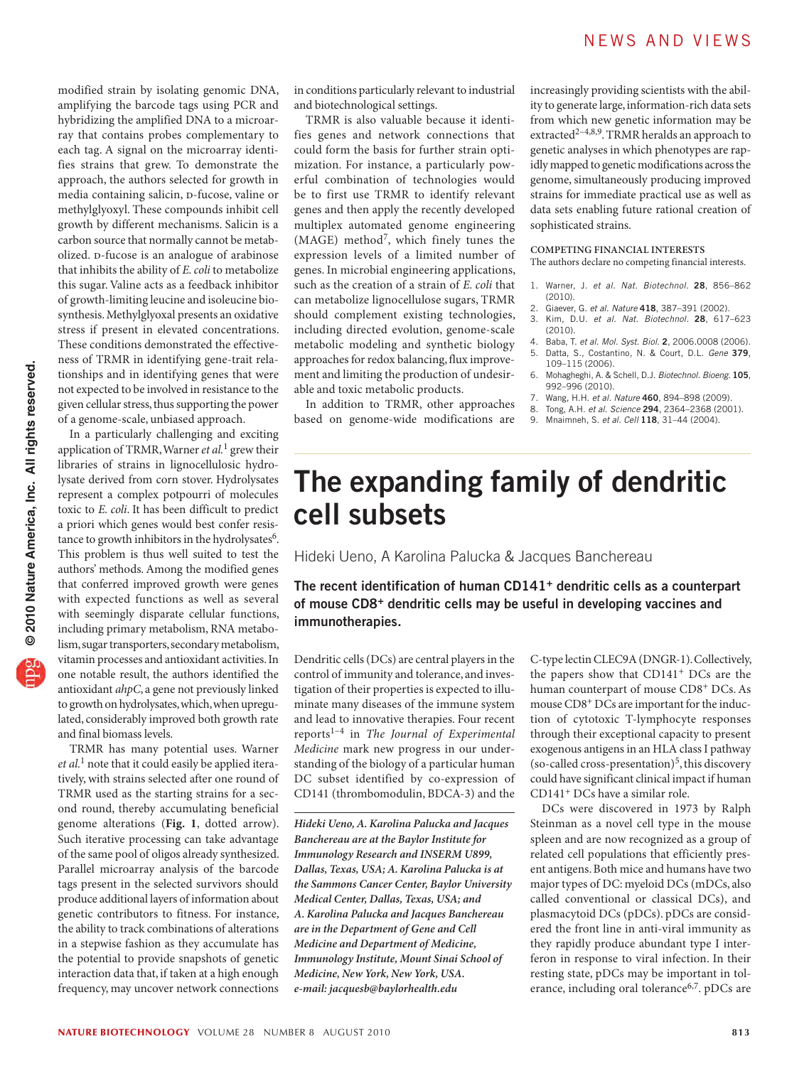modified strain by isolating genomic DNA, amplifying the barcode tags using PCR and hybridizing the amplified DNA to a microarray that contains probes complementary to each tag. A signal on the microarray identifies strains that grew. To demonstrate the approach, the authors selected for growth in media containing salicin, D-fucose, valine or methylglyoxyl. These compounds inhibit cell growth by different mechanisms. Salicin is a carbon source that normally cannot be metabolized. D-fucose is an analogue of arabinose that inhibits the ability of *E. coli* to metabolize this sugar. Valine acts as a feedback inhibitor of growth-limiting leucine and isoleucine biosynthesis. Methylglyoxal presents an oxidative stress if present in elevated concentrations. These conditions demonstrated the effectiveness of TRMR in identifying gene-trait relationships and in identifying genes that were not expected to be involved in resistance to the given cellular stress, thus supporting the power of a genome-scale, unbiased approach.

In a particularly challenging and exciting application of TRMR, Warner *et al.*[1] grew their libraries of strains in lignocellulosic hydrolysate derived from corn stover. Hydrolysates represent a complex potpourri of molecules toxic to *E. coli*. It has been difficult to predict a priori which genes would best confer resistance to growth inhibitors in the hydrolysates[6]. This problem is thus well suited to test the authors' methods. Among the modified genes that conferred improved growth were genes with expected functions as well as several with seemingly disparate cellular functions, including primary metabolism, RNA metabolism, sugar transporters, secondary metabolism, vitamin processes and antioxidant activities. In one notable result, the authors identified the antioxidant *ahpC*, a gene not previously linked to growth on hydrolysates, which, when upregulated, considerably improved both growth rate and final biomass levels.

TRMR has many potential uses. Warner *et al.*[1] note that it could easily be applied iteratively, with strains selected after one round of TRMR used as the starting strains for a second round, thereby accumulating beneficial genome alterations (**Fig. 1**, dotted arrow). Such iterative processing can take advantage of the same pool of oligos already synthesized. Parallel microarray analysis of the barcode tags present in the selected survivors should produce additional layers of information about genetic contributors to fitness. For instance, the ability to track combinations of alterations in a stepwise fashion as they accumulate has the potential to provide snapshots of genetic interaction data that, if taken at a high enough frequency, may uncover network connections in conditions particularly relevant to industrial and biotechnological settings.

TRMR is also valuable because it identifies genes and network connections that could form the basis for further strain optimization. For instance, a particularly powerful combination of technologies would be to first use TRMR to identify relevant genes and then apply the recently developed multiplex automated genome engineering (MAGE) method[7], which finely tunes the expression levels of a limited number of genes. In microbial engineering applications, such as the creation of a strain of *E. coli* that can metabolize lignocellulose sugars, TRMR should complement existing technologies, including directed evolution, genome-scale metabolic modeling and synthetic biology approaches for redox balancing, flux improvement and limiting the production of undesirable and toxic metabolic products.

In addition to TRMR, other approaches based on genome-wide modifications are increasingly providing scientists with the ability to generate large, information-rich data sets from which new genetic information may be extracted[2–4,8,9]. TRMR heralds an approach to genetic analyses in which phenotypes are rapidly mapped to genetic modifications across the genome, simultaneously producing improved strains for immediate practical use as well as data sets enabling future rational creation of sophisticated strains.

**COMPETING FINANCIAL INTERESTS**
The authors declare no competing financial interests.

1. Warner, J. *et al. Nat. Biotechnol.* **28**, 856–862 (2010).
2. Giaever, G. *et al. Nature* **418**, 387–391 (2002).
3. Kim, D.U. *et al. Nat. Biotechnol.* **28**, 617–623 (2010).
4. Baba, T. *et al. Mol. Syst. Biol.* **2**, 2006.0008 (2006).
5. Datta, S., Costantino, N. & Court, D.L. *Gene* **379**, 109–115 (2006).
6. Mohagheghi, A. & Schell, D.J. *Biotechnol. Bioeng.* **105**, 992–996 (2010).
7. Wang, H.H. *et al. Nature* **460**, 894–898 (2009).
8. Tong, A.H. *et al. Science* **294**, 2364–2368 (2001).
9. Mnaimneh, S. *et al. Cell* **118**, 31–44 (2004).

# The expanding family of dendritic cell subsets

Hideki Ueno, A Karolina Palucka & Jacques Banchereau

**The recent identification of human CD141⁺ dendritic cells as a counterpart of mouse CD8⁺ dendritic cells may be useful in developing vaccines and immunotherapies.**

Dendritic cells (DCs) are central players in the control of immunity and tolerance, and investigation of their properties is expected to illuminate many diseases of the immune system and lead to innovative therapies. Four recent reports[1–4] in *The Journal of Experimental Medicine* mark new progress in our understanding of the biology of a particular human DC subset identified by co-expression of CD141 (thrombomodulin, BDCA-3) and the C-type lectin CLEC9A (DNGR-1). Collectively, the papers show that $CD141^+$ DCs are the human counterpart of mouse $CD8^+$ DCs. As mouse $CD8^+$ DCs are important for the induction of cytotoxic T-lymphocyte responses through their exceptional capacity to present exogenous antigens in an HLA class I pathway (so-called cross-presentation)[5], this discovery could have significant clinical impact if human $CD141^+$ DCs have a similar role.

*Hideki Ueno, A. Karolina Palucka and Jacques Banchereau are at the Baylor Institute for Immunology Research and INSERM U899, Dallas, Texas, USA; A. Karolina Palucka is at the Sammons Cancer Center, Baylor University Medical Center, Dallas, Texas, USA; and A. Karolina Palucka and Jacques Banchereau are in the Department of Gene and Cell Medicine and Department of Medicine, Immunology Institute, Mount Sinai School of Medicine, New York, New York, USA. e-mail: jacquesb@baylorhealth.edu*

DCs were discovered in 1973 by Ralph Steinman as a novel cell type in the mouse spleen and are now recognized as a group of related cell populations that efficiently present antigens. Both mice and humans have two major types of DC: myeloid DCs (mDCs, also called conventional or classical DCs), and plasmacytoid DCs (pDCs). pDCs are considered the front line in anti-viral immunity as they rapidly produce abundant type I interferon in response to viral infection. In their resting state, pDCs may be important in tolerance, including oral tolerance[6,7]. pDCs are